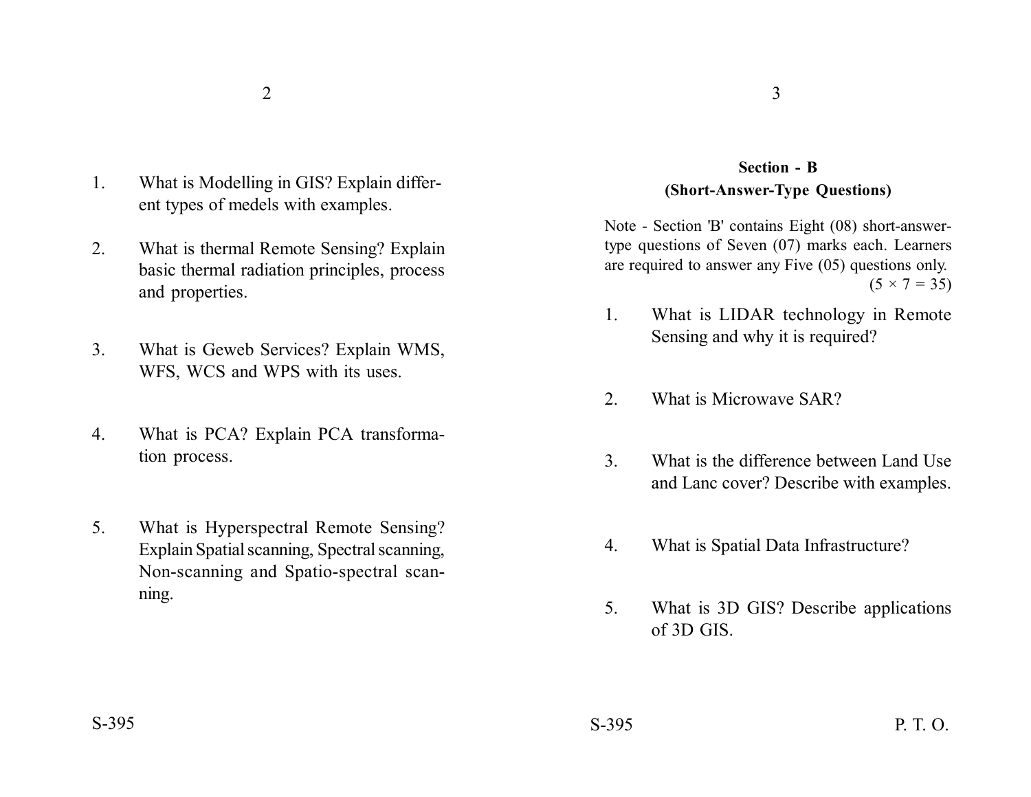1. What is Modelling in GIS? Explain different types of medels with examples.

2. What is thermal Remote Sensing? Explain basic thermal radiation principles, process and properties.

3. What is Geweb Services? Explain WMS, WFS, WCS and WPS with its uses.

4. What is PCA? Explain PCA transformation process.

5. What is Hyperspectral Remote Sensing? Explain Spatial scanning, Spectral scanning, Non-scanning and Spatio-spectral scanning.

## Section - B

### (Short-Answer-Type Questions)

Note - Section 'B' contains Eight (08) short-answer-type questions of Seven (07) marks each. Learners are required to answer any Five (05) questions only.

(5 × 7 = 35)

1. What is LIDAR technology in Remote Sensing and why it is required?

2. What is Microwave SAR?

3. What is the difference between Land Use and Lanc cover? Describe with examples.

4. What is Spatial Data Infrastructure?

5. What is 3D GIS? Describe applications of 3D GIS.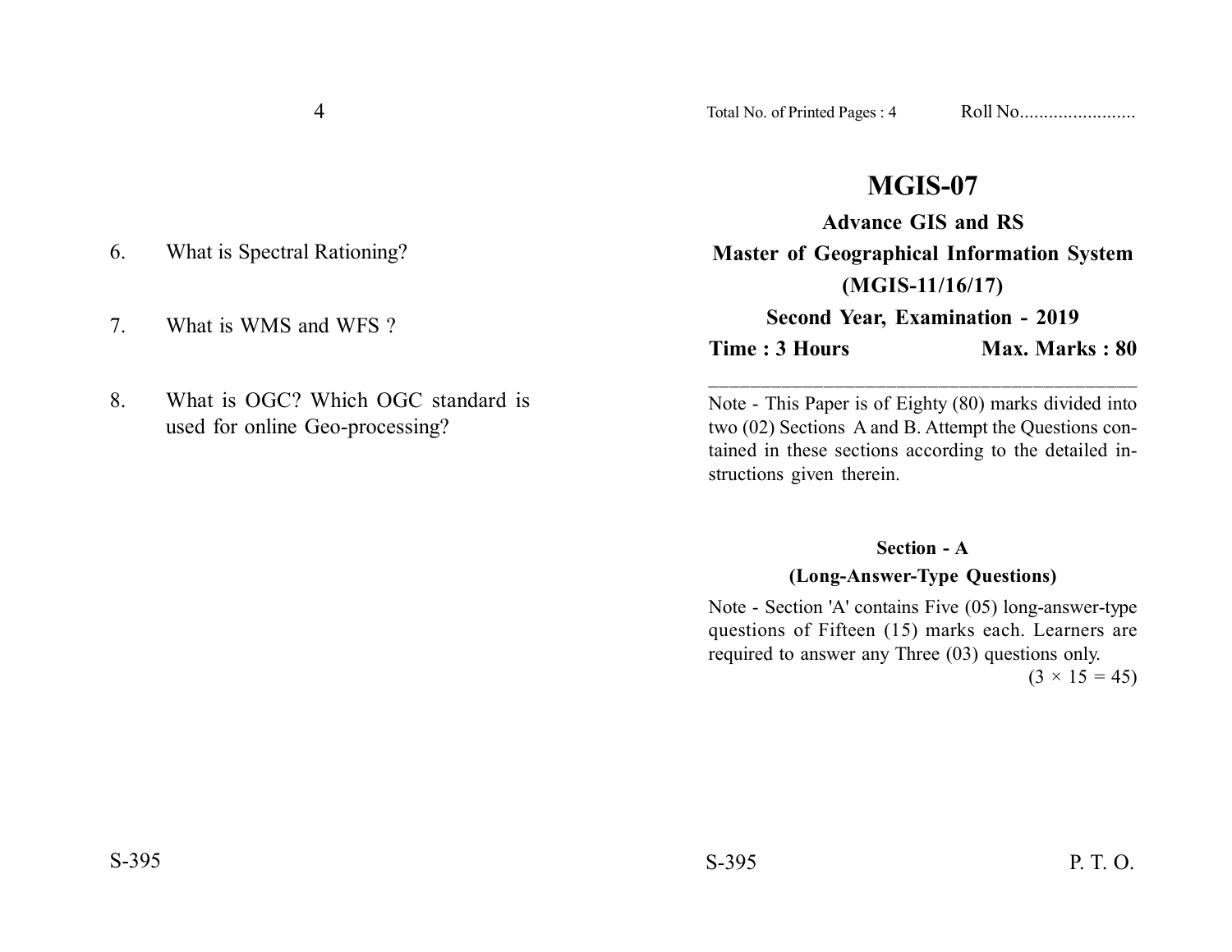6. What is Spectral Rationing?

7. What is WMS and WFS ?

8. What is OGC? Which OGC standard is used for online Geo-processing?

Total No. of Printed Pages : 4 Roll No........................

# MGIS-07

## Advance GIS and RS

## Master of Geographical Information System

## (MGIS-11/16/17)

## Second Year, Examination - 2019

**Time : 3 Hours** **Max. Marks : 80**

---

Note - This Paper is of Eighty (80) marks divided into two (02) Sections A and B. Attempt the Questions contained in these sections according to the detailed instructions given therein.

### Section - A

### (Long-Answer-Type Questions)

Note - Section 'A' contains Five (05) long-answer-type questions of Fifteen (15) marks each. Learners are required to answer any Three (03) questions only.

$(3 \times 15 = 45)$

S-395

P. T. O.